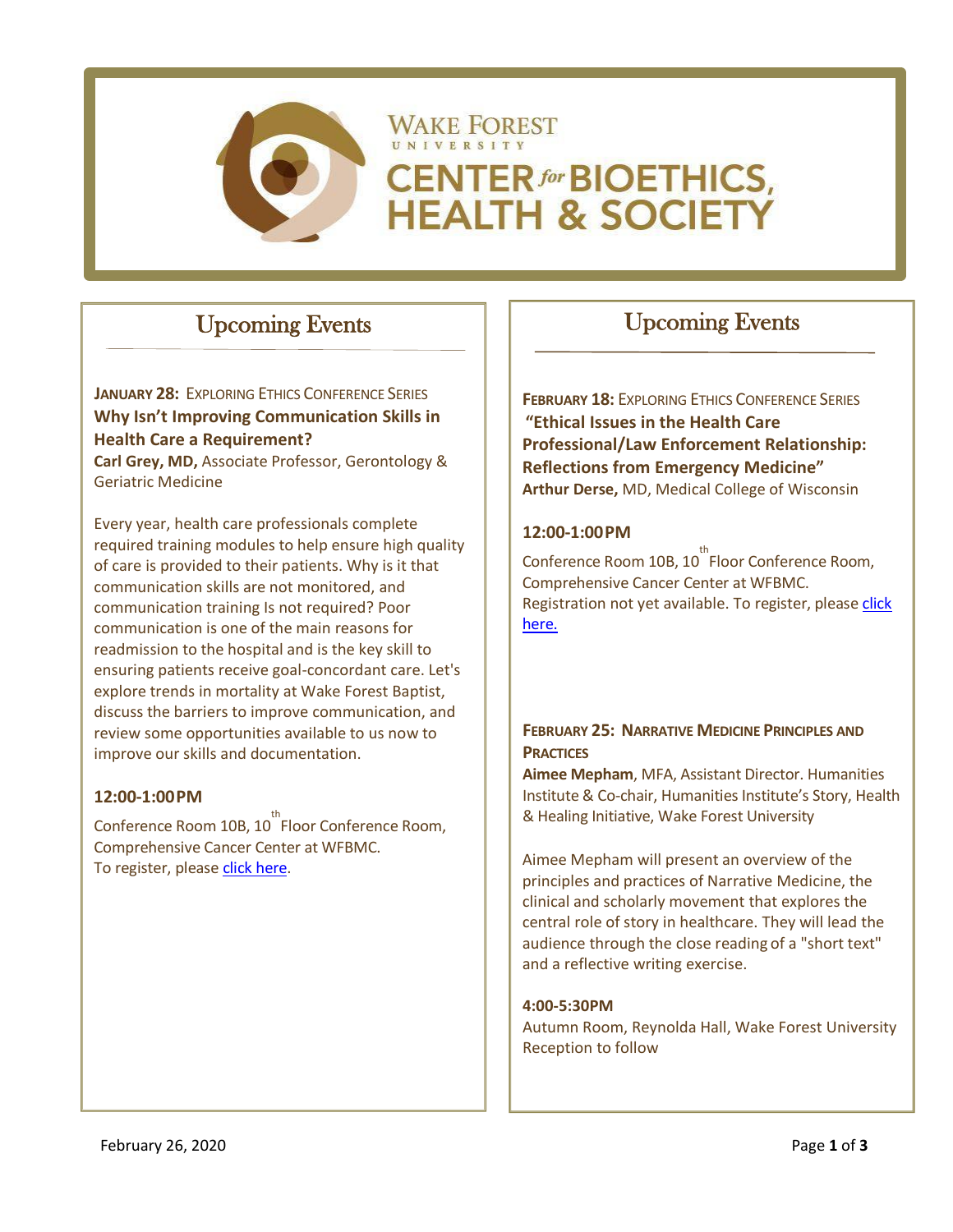# WAKE FOREST UNIVERSITY CENTER for BIOETHICS, HEALTH & SOCIETY

## Upcoming Events

**JANUARY 28:** EXPLORING ETHICS CONFERENCE SERIES
**Why Isn't Improving Communication Skills in Health Care a Requirement?**
**Carl Grey, MD,** Associate Professor, Gerontology & Geriatric Medicine

Every year, health care professionals complete required training modules to help ensure high quality of care is provided to their patients. Why is it that communication skills are not monitored, and communication training Is not required? Poor communication is one of the main reasons for readmission to the hospital and is the key skill to ensuring patients receive goal-concordant care. Let's explore trends in mortality at Wake Forest Baptist, discuss the barriers to improve communication, and review some opportunities available to us now to improve our skills and documentation.

**12:00-1:00PM**

Conference Room 10B, 10th Floor Conference Room, Comprehensive Cancer Center at WFBMC.
To register, please click here.

## Upcoming Events

**FEBRUARY 18:** EXPLORING ETHICS CONFERENCE SERIES
**"Ethical Issues in the Health Care Professional/Law Enforcement Relationship: Reflections from Emergency Medicine"**
**Arthur Derse,** MD, Medical College of Wisconsin

**12:00-1:00PM**

Conference Room 10B, 10th Floor Conference Room, Comprehensive Cancer Center at WFBMC.
Registration not yet available. To register, please click here.

**FEBRUARY 25: NARRATIVE MEDICINE PRINCIPLES AND PRACTICES**
**Aimee Mepham**, MFA, Assistant Director. Humanities Institute & Co-chair, Humanities Institute's Story, Health & Healing Initiative, Wake Forest University

Aimee Mepham will present an overview of the principles and practices of Narrative Medicine, the clinical and scholarly movement that explores the central role of story in healthcare. They will lead the audience through the close reading of a "short text" and a reflective writing exercise.

**4:00-5:30PM**
Autumn Room, Reynolda Hall, Wake Forest University
Reception to follow

February 26, 2020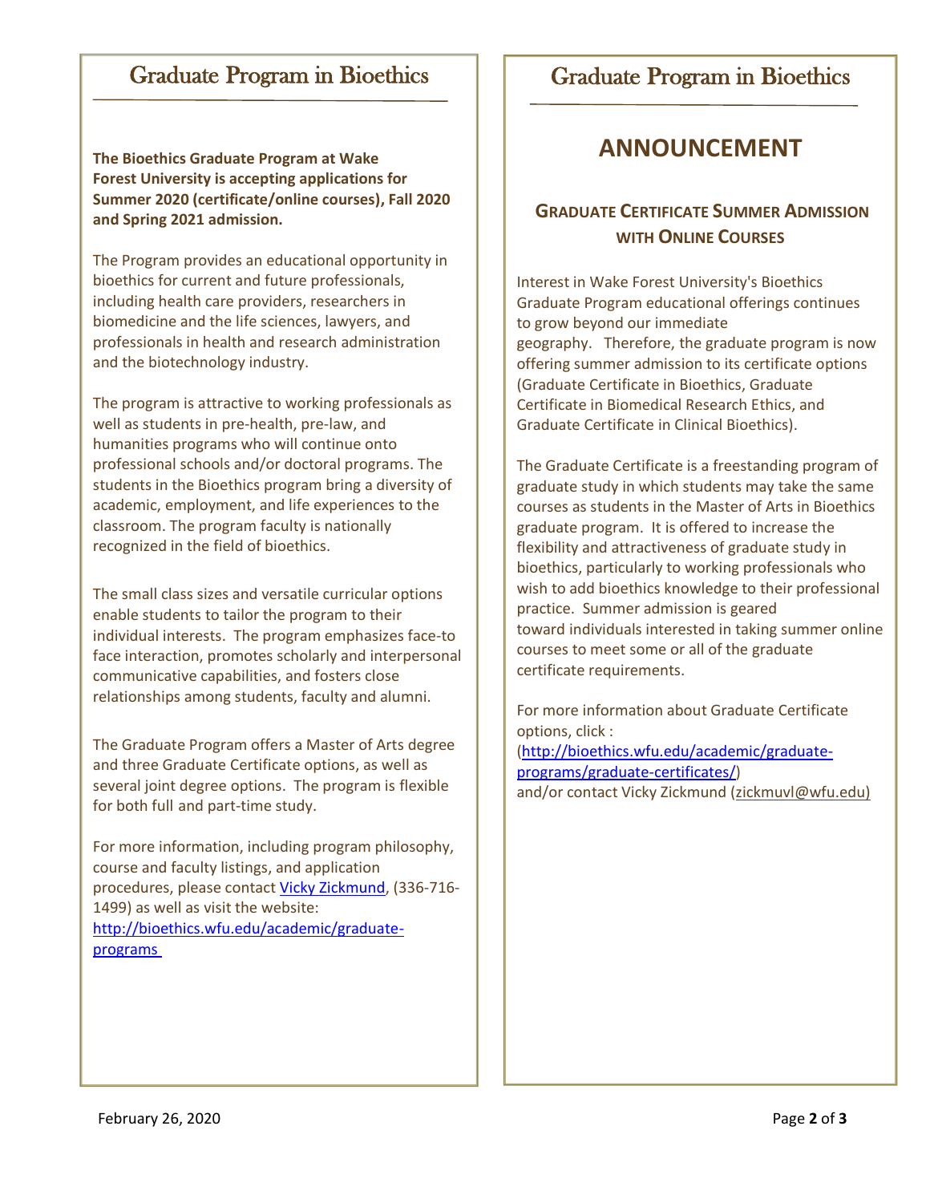## Graduate Program in Bioethics

**The Bioethics Graduate Program at Wake Forest University is accepting applications for Summer 2020 (certificate/online courses), Fall 2020 and Spring 2021 admission.**

The Program provides an educational opportunity in bioethics for current and future professionals, including health care providers, researchers in biomedicine and the life sciences, lawyers, and professionals in health and research administration and the biotechnology industry.

The program is attractive to working professionals as well as students in pre-health, pre-law, and humanities programs who will continue onto professional schools and/or doctoral programs. The students in the Bioethics program bring a diversity of academic, employment, and life experiences to the classroom. The program faculty is nationally recognized in the field of bioethics.

The small class sizes and versatile curricular options enable students to tailor the program to their individual interests. The program emphasizes face-to face interaction, promotes scholarly and interpersonal communicative capabilities, and fosters close relationships among students, faculty and alumni.

The Graduate Program offers a Master of Arts degree and three Graduate Certificate options, as well as several joint degree options. The program is flexible for both full and part-time study.

For more information, including program philosophy, course and faculty listings, and application procedures, please contact Vicky Zickmund, (336-716-1499) as well as visit the website: http://bioethics.wfu.edu/academic/graduate-programs

## Graduate Program in Bioethics

# ANNOUNCEMENT

### GRADUATE CERTIFICATE SUMMER ADMISSION WITH ONLINE COURSES

Interest in Wake Forest University's Bioethics Graduate Program educational offerings continues to grow beyond our immediate geography. Therefore, the graduate program is now offering summer admission to its certificate options (Graduate Certificate in Bioethics, Graduate Certificate in Biomedical Research Ethics, and Graduate Certificate in Clinical Bioethics).

The Graduate Certificate is a freestanding program of graduate study in which students may take the same courses as students in the Master of Arts in Bioethics graduate program. It is offered to increase the flexibility and attractiveness of graduate study in bioethics, particularly to working professionals who wish to add bioethics knowledge to their professional practice. Summer admission is geared toward individuals interested in taking summer online courses to meet some or all of the graduate certificate requirements.

For more information about Graduate Certificate options, click : (http://bioethics.wfu.edu/academic/graduate-programs/graduate-certificates/) and/or contact Vicky Zickmund (zickmuvl@wfu.edu)

February 26, 2020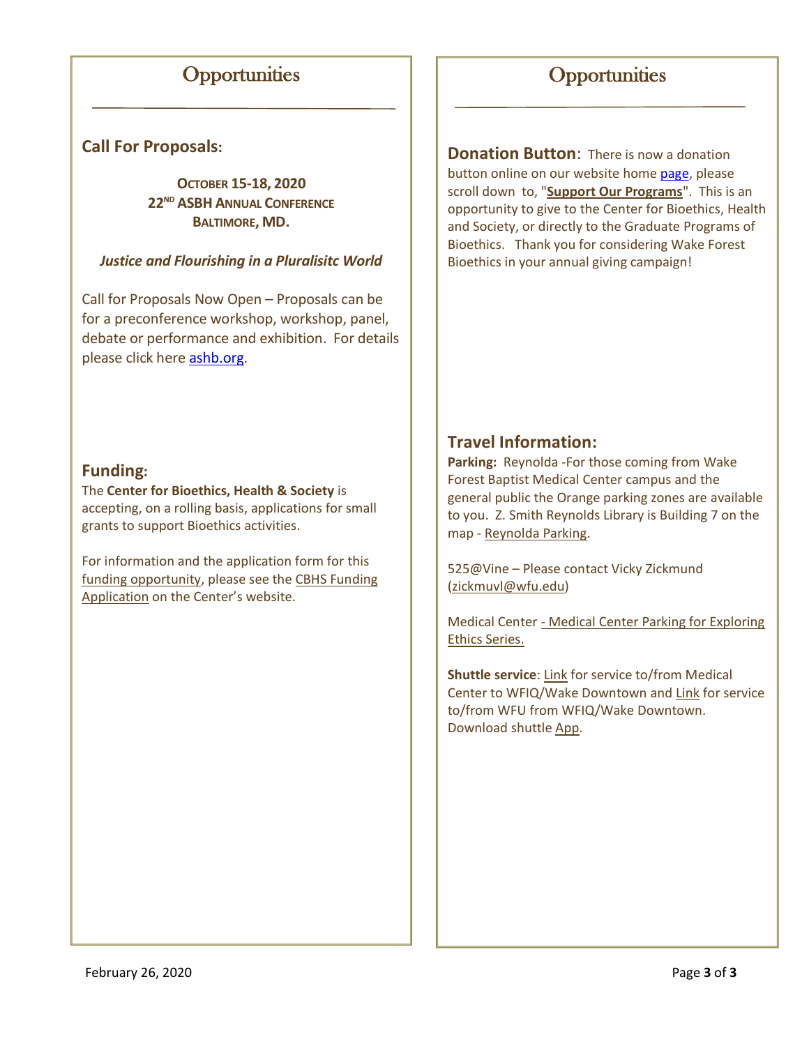# Opportunities

## Call For Proposals:

**OCTOBER 15-18, 2020**
**22ND ASBH ANNUAL CONFERENCE**
**BALTIMORE, MD.**

***Justice and Flourishing in a Pluralisitc World***

Call for Proposals Now Open – Proposals can be for a preconference workshop, workshop, panel, debate or performance and exhibition. For details please click here ashb.org.

## Funding:

The **Center for Bioethics, Health & Society** is accepting, on a rolling basis, applications for small grants to support Bioethics activities.

For information and the application form for this funding opportunity, please see the CBHS Funding Application on the Center's website.

# Opportunities

**Donation Button**: There is now a donation button online on our website home page, please scroll down to, "**Support Our Programs**". This is an opportunity to give to the Center for Bioethics, Health and Society, or directly to the Graduate Programs of Bioethics. Thank you for considering Wake Forest Bioethics in your annual giving campaign!

## Travel Information:

**Parking:** Reynolda -For those coming from Wake Forest Baptist Medical Center campus and the general public the Orange parking zones are available to you. Z. Smith Reynolds Library is Building 7 on the map - Reynolda Parking.

525@Vine – Please contact Vicky Zickmund (zickmuvl@wfu.edu)

Medical Center - Medical Center Parking for Exploring Ethics Series.

**Shuttle service**: Link for service to/from Medical Center to WFIQ/Wake Downtown and Link for service to/from WFU from WFIQ/Wake Downtown. Download shuttle App.